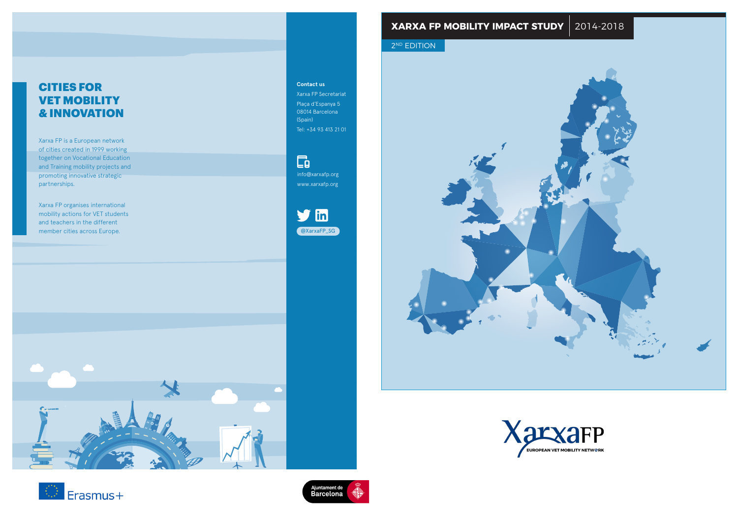# XARXA FP MOBILITY IMPACT STUDY 2014-2018

2[ND] EDITION

XarxaFP

EUROPEAN VET MOBILITY NETWORK

## CITIES FOR VET MOBILITY & INNOVATION

Xarxa FP is a European network of cities created in 1999 working together on Vocational Education and Training mobility projects and promoting innovative strategic partnerships.

Xarxa FP organises international mobility actions for VET students and teachers in the different member cities across Europe.

**Contact us**

Xarxa FP Secretariat
Plaça d'Espanya 5
08014 Barcelona
(Spain)
Tel: +34 93 413 21 01

info@xarxafp.org
www.xarxafp.org

@XarxaFP_SG

Erasmus+

Ajuntament de Barcelona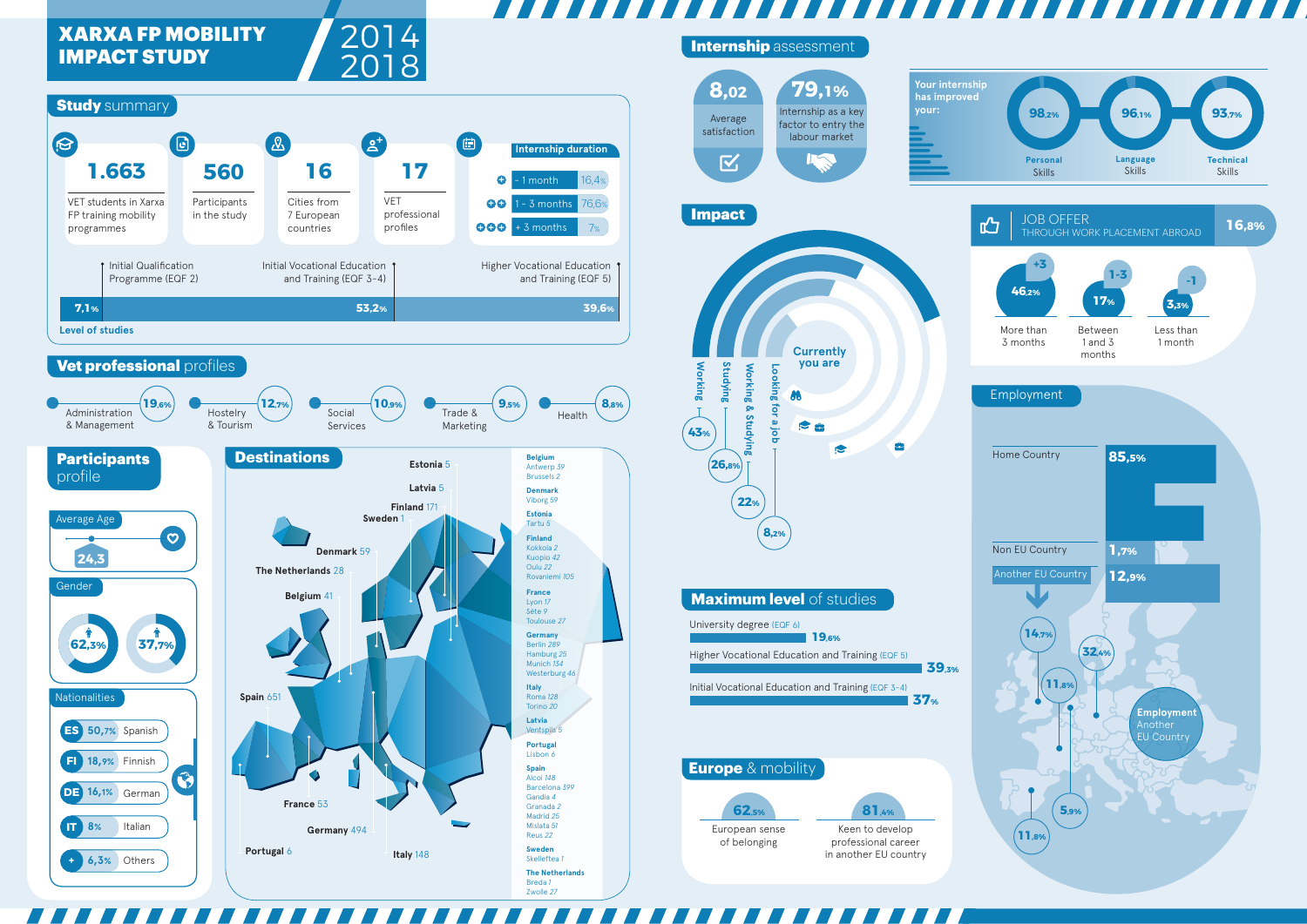# XARXA FP MOBILITY IMPACT STUDY

2014 2018

## Study summary

**1.663**
VET students in Xarxa FP training mobility programmes

**560**
Participants in the study

**16**
Cities from 7 European countries

**17**
VET professional profiles

**Internship duration**

- 1 month 16,4%
1 - 3 months 76,6%
+ 3 months 7%

Initial Qualification Programme (EQF 2)
Initial Vocational Education and Training (EQF 3-4)
Higher Vocational Education and Training (EQF 5)

7,1%
53,2%
39,6%

Level of studies

## Vet professional profiles

Administration & Management 19,6%
Hostelry & Tourism 12,7%
Social Services 10,9%
Trade & Marketing 9,5%
Health 8,8%

## Participants profile

Average Age
24,3

Gender
62,3%
37,7%

Nationalities

ES 50,7% Spanish
FI 18,9% Finnish
DE 16,1% German
IT 8% Italian
+ 6,3% Others

## Destinations

Estonia 5
Latvia 5
Finland 171
Sweden 1
Denmark 59
The Netherlands 28
Belgium 41
Spain 651
France 53
Germany 494
Portugal 6
Italy 148

**Belgium**
Antwerp 39
Brussels 2

**Denmark**
Viborg 59

**Estonia**
Tartu 5

**Finland**
Kokkola 2
Kuopio 42
Oulu 22
Rovaniemi 105

**France**
Lyon 17
Sète 9
Toulouse 27

**Germany**
Berlin 289
Hamburg 25
Munich 134
Westerburg 46

**Italy**
Roma 128
Torino 20

**Latvia**
Ventspils 5

**Portugal**
Lisbon 6

**Spain**
Alcoi 148
Barcelona 399
Gandia 4
Granada 2
Madrid 25
Mislata 51
Reus 22

**Sweden**
Skelleftea 1

**The Netherlands**
Breda 1
Zwolle 27

## Internship assessment

**8,02**
Average satisfaction

**79,1%**
Internship as a key factor to entry the labour market

Your internship has improved your:

98,2% Personal Skills
96,1% Language Skills
93,7% Technical Skills

## Impact

Currently you are

Working 43%
Studying 26,8%
Working & Studying 22%
Looking for a job 8,2%

## JOB OFFER

THROUGH WORK PLACEMENT ABROAD 16,8%

46,2% (+3) More than 3 months
17% (1-3) Between 1 and 3 months
3,3% (-1) Less than 1 month

## Maximum level of studies

University degree (EQF 6) 19,6%
Higher Vocational Education and Training (EQF 5) 39,3%
Initial Vocational Education and Training (EQF 3-4) 37%

## Europe & mobility

62,5%
European sense of belonging

81,4%
Keen to develop professional career in another EU country

## Employment

Home Country 85,5%
Non EU Country 1,7%
Another EU Country 12,9%

14,7%
32,4%
11,8%
5,9%
11,8%

Employment Another EU Country